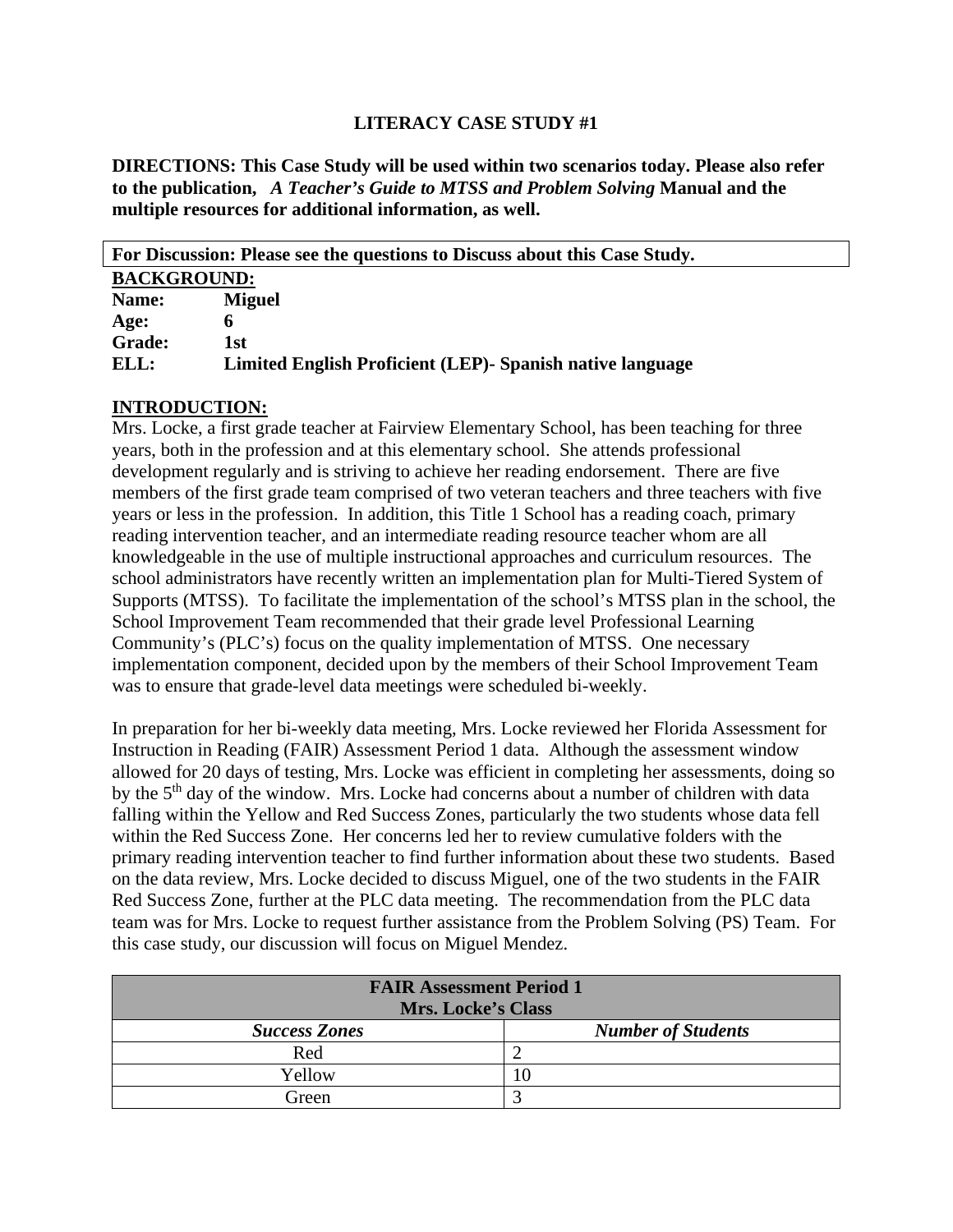# LITERACY CASE STUDY #1

**DIRECTIONS: This Case Study will be used within two scenarios today. Please also refer to the publication, *A Teacher's Guide to MTSS and Problem Solving* Manual and the multiple resources for additional information, as well.**

**For Discussion: Please see the questions to Discuss about this Case Study.**

## BACKGROUND:

**Name:** **Miguel**
**Age:** **6**
**Grade:** **1st**
**ELL:** **Limited English Proficient (LEP)- Spanish native language**

## INTRODUCTION:

Mrs. Locke, a first grade teacher at Fairview Elementary School, has been teaching for three years, both in the profession and at this elementary school. She attends professional development regularly and is striving to achieve her reading endorsement. There are five members of the first grade team comprised of two veteran teachers and three teachers with five years or less in the profession. In addition, this Title 1 School has a reading coach, primary reading intervention teacher, and an intermediate reading resource teacher whom are all knowledgeable in the use of multiple instructional approaches and curriculum resources. The school administrators have recently written an implementation plan for Multi-Tiered System of Supports (MTSS). To facilitate the implementation of the school's MTSS plan in the school, the School Improvement Team recommended that their grade level Professional Learning Community's (PLC's) focus on the quality implementation of MTSS. One necessary implementation component, decided upon by the members of their School Improvement Team was to ensure that grade-level data meetings were scheduled bi-weekly.

In preparation for her bi-weekly data meeting, Mrs. Locke reviewed her Florida Assessment for Instruction in Reading (FAIR) Assessment Period 1 data. Although the assessment window allowed for 20 days of testing, Mrs. Locke was efficient in completing her assessments, doing so by the 5th day of the window. Mrs. Locke had concerns about a number of children with data falling within the Yellow and Red Success Zones, particularly the two students whose data fell within the Red Success Zone. Her concerns led her to review cumulative folders with the primary reading intervention teacher to find further information about these two students. Based on the data review, Mrs. Locke decided to discuss Miguel, one of the two students in the FAIR Red Success Zone, further at the PLC data meeting. The recommendation from the PLC data team was for Mrs. Locke to request further assistance from the Problem Solving (PS) Team. For this case study, our discussion will focus on Miguel Mendez.

| **FAIR Assessment Period 1<br>Mrs. Locke's Class** | |
|---|---|
| ***Success Zones*** | ***Number of Students*** |
| Red | 2 |
| Yellow | 10 |
| Green | 3 |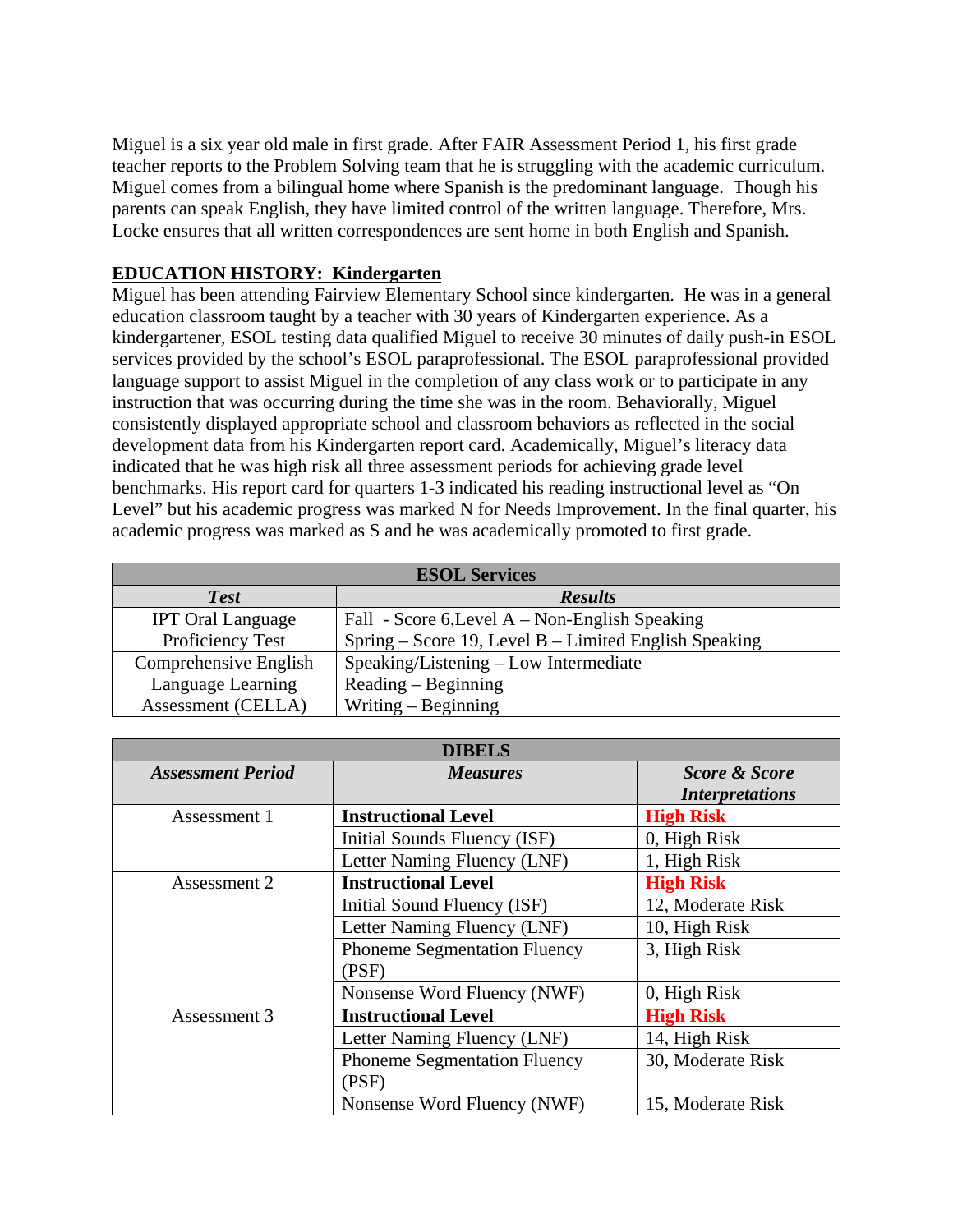Miguel is a six year old male in first grade. After FAIR Assessment Period 1, his first grade teacher reports to the Problem Solving team that he is struggling with the academic curriculum. Miguel comes from a bilingual home where Spanish is the predominant language. Though his parents can speak English, they have limited control of the written language. Therefore, Mrs. Locke ensures that all written correspondences are sent home in both English and Spanish.

**EDUCATION HISTORY: Kindergarten**

Miguel has been attending Fairview Elementary School since kindergarten. He was in a general education classroom taught by a teacher with 30 years of Kindergarten experience. As a kindergartener, ESOL testing data qualified Miguel to receive 30 minutes of daily push-in ESOL services provided by the school's ESOL paraprofessional. The ESOL paraprofessional provided language support to assist Miguel in the completion of any class work or to participate in any instruction that was occurring during the time she was in the room. Behaviorally, Miguel consistently displayed appropriate school and classroom behaviors as reflected in the social development data from his Kindergarten report card. Academically, Miguel's literacy data indicated that he was high risk all three assessment periods for achieving grade level benchmarks. His report card for quarters 1-3 indicated his reading instructional level as "On Level" but his academic progress was marked N for Needs Improvement. In the final quarter, his academic progress was marked as S and he was academically promoted to first grade.

| **ESOL Services** | |
|---|---|
| ***Test*** | ***Results*** |
| IPT Oral Language Proficiency Test | Fall - Score 6,Level A – Non-English Speaking<br>Spring – Score 19, Level B – Limited English Speaking |
| Comprehensive English Language Learning Assessment (CELLA) | Speaking/Listening – Low Intermediate<br>Reading – Beginning<br>Writing – Beginning |

| **DIBELS** | | |
|---|---|---|
| ***Assessment Period*** | ***Measures*** | ***Score & Score Interpretations*** |
| Assessment 1 | **Instructional Level** | **High Risk** |
| | Initial Sounds Fluency (ISF) | 0, High Risk |
| | Letter Naming Fluency (LNF) | 1, High Risk |
| Assessment 2 | **Instructional Level** | **High Risk** |
| | Initial Sound Fluency (ISF) | 12, Moderate Risk |
| | Letter Naming Fluency (LNF) | 10, High Risk |
| | Phoneme Segmentation Fluency (PSF) | 3, High Risk |
| | Nonsense Word Fluency (NWF) | 0, High Risk |
| Assessment 3 | **Instructional Level** | **High Risk** |
| | Letter Naming Fluency (LNF) | 14, High Risk |
| | Phoneme Segmentation Fluency (PSF) | 30, Moderate Risk |
| | Nonsense Word Fluency (NWF) | 15, Moderate Risk |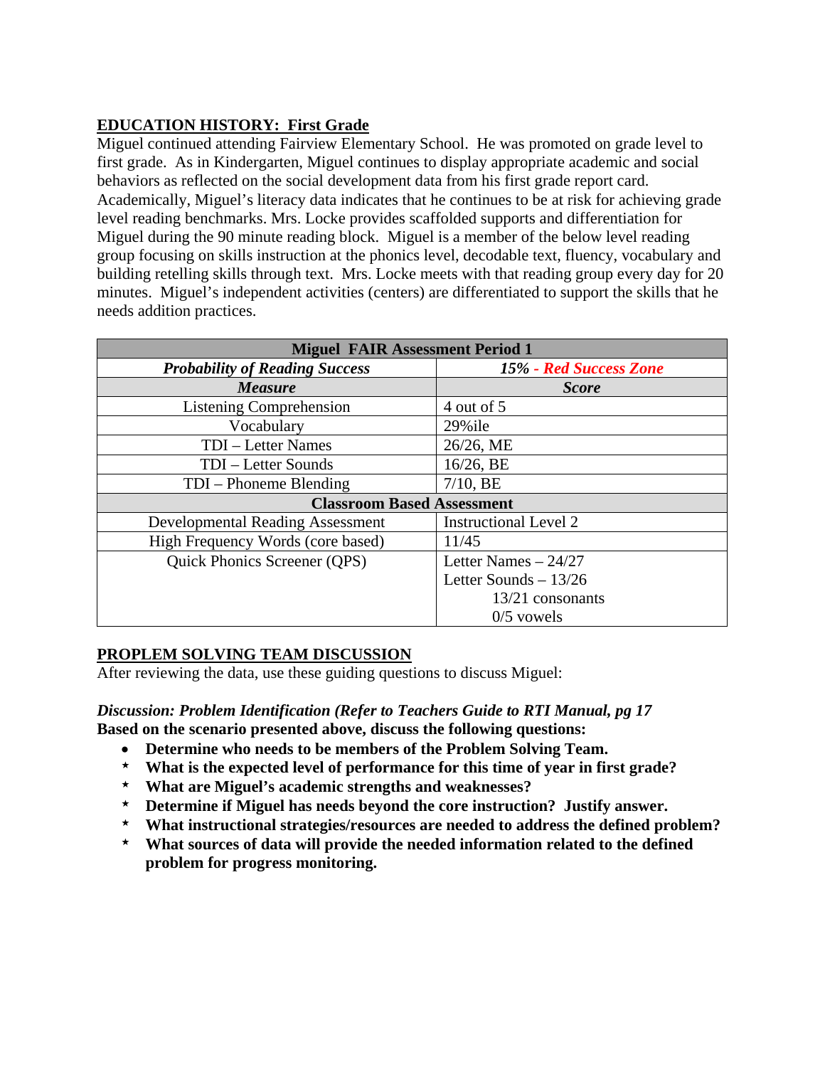**EDUCATION HISTORY: First Grade**

Miguel continued attending Fairview Elementary School. He was promoted on grade level to first grade. As in Kindergarten, Miguel continues to display appropriate academic and social behaviors as reflected on the social development data from his first grade report card. Academically, Miguel's literacy data indicates that he continues to be at risk for achieving grade level reading benchmarks. Mrs. Locke provides scaffolded supports and differentiation for Miguel during the 90 minute reading block. Miguel is a member of the below level reading group focusing on skills instruction at the phonics level, decodable text, fluency, vocabulary and building retelling skills through text. Mrs. Locke meets with that reading group every day for 20 minutes. Miguel's independent activities (centers) are differentiated to support the skills that he needs addition practices.

| Miguel FAIR Assessment Period 1 | |
|---|---|
| ***Probability of Reading Success*** | ***15% - Red Success Zone*** |
| ***Measure*** | ***Score*** |
| Listening Comprehension | 4 out of 5 |
| Vocabulary | 29%ile |
| TDI – Letter Names | 26/26, ME |
| TDI – Letter Sounds | 16/26, BE |
| TDI – Phoneme Blending | 7/10, BE |
| **Classroom Based Assessment** | |
| Developmental Reading Assessment | Instructional Level 2 |
| High Frequency Words (core based) | 11/45 |
| Quick Phonics Screener (QPS) | Letter Names – 24/27<br>Letter Sounds – 13/26<br>13/21 consonants<br>0/5 vowels |

**PROPLEM SOLVING TEAM DISCUSSION**

After reviewing the data, use these guiding questions to discuss Miguel:

***Discussion: Problem Identification (Refer to Teachers Guide to RTI Manual, pg 17***

**Based on the scenario presented above, discuss the following questions:**

- **Determine who needs to be members of the Problem Solving Team.**
- **What is the expected level of performance for this time of year in first grade?**
- **What are Miguel's academic strengths and weaknesses?**
- **Determine if Miguel has needs beyond the core instruction? Justify answer.**
- **What instructional strategies/resources are needed to address the defined problem?**
- **What sources of data will provide the needed information related to the defined problem for progress monitoring.**